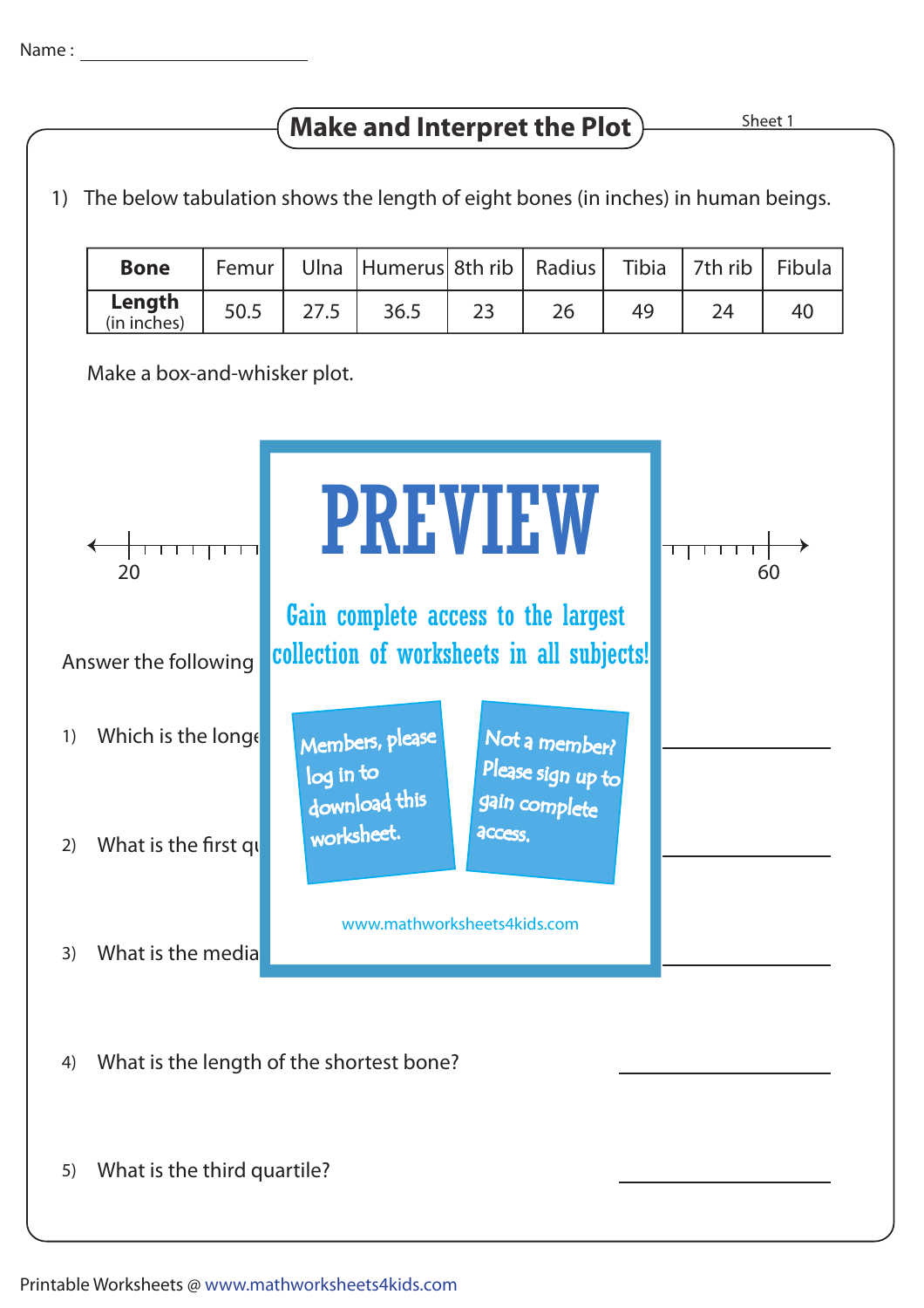Name : ______________________

# Make and Interpret the Plot

Sheet 1

1) The below tabulation shows the length of eight bones (in inches) in human beings.

| **Bone** | Femur | Ulna | Humerus | 8th rib | Radius | Tibia | 7th rib | Fibula |
|---|---|---|---|---|---|---|---|---|
| **Length** (in inches) | 50.5 | 27.5 | 36.5 | 23 | 26 | 49 | 24 | 40 |

Make a box-and-whisker plot.

20 ... 60

PREVIEW

Gain complete access to the largest collection of worksheets in all subjects!

Members, please log in to download this worksheet.

Not a member? Please sign up to gain complete access.

www.mathworksheets4kids.com

Answer the following

1) Which is the longe ______________

2) What is the first qu ______________

3) What is the media ______________

4) What is the length of the shortest bone? ______________

5) What is the third quartile? ______________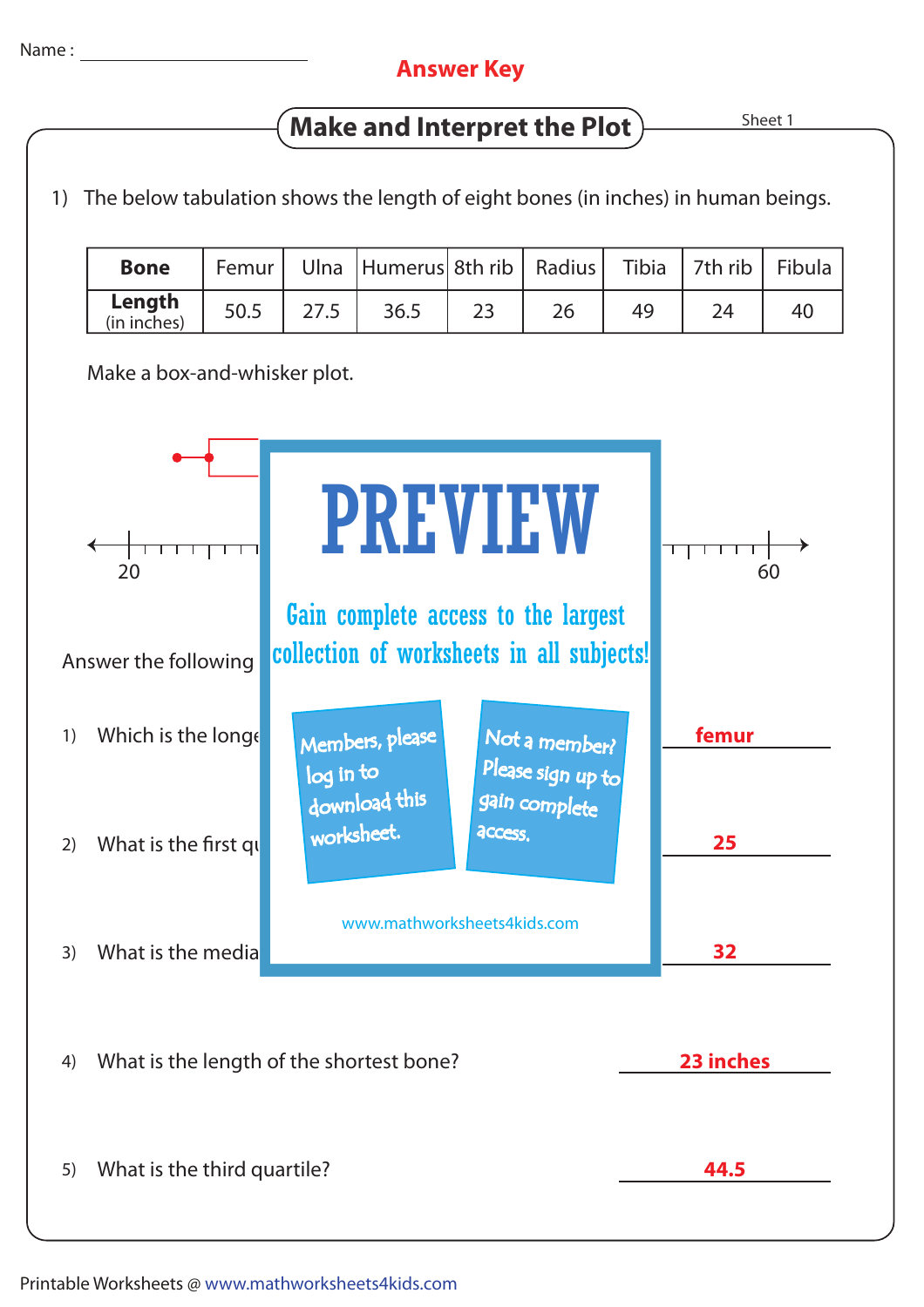Name : ____________________

**Answer Key**

# Make and Interpret the Plot

Sheet 1

1) The below tabulation shows the length of eight bones (in inches) in human beings.

| **Bone** | Femur | Ulna | Humerus | 8th rib | Radius | Tibia | 7th rib | Fibula |
|---|---|---|---|---|---|---|---|---|
| **Length** (in inches) | 50.5 | 27.5 | 36.5 | 23 | 26 | 49 | 24 | 40 |

Make a box-and-whisker plot.

20

60

PREVIEW

Gain complete access to the largest collection of worksheets in all subjects!

Members, please log in to download this worksheet.

Not a member? Please sign up to gain complete access.

www.mathworksheets4kids.com

Answer the following

1) Which is the longe **femur**

2) What is the first qu **25**

3) What is the media **32**

4) What is the length of the shortest bone? **23 inches**

5) What is the third quartile? **44.5**

Printable Worksheets @ www.mathworksheets4kids.com